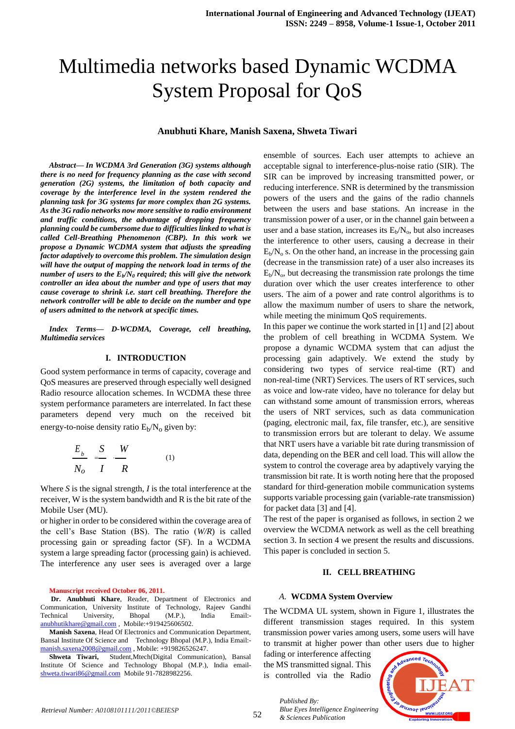# Multimedia networks based Dynamic WCDMA System Proposal for QoS

**Anubhuti Khare, Manish Saxena, Shweta Tiwari**

***Abstract— In WCDMA 3rd Generation (3G) systems although there is no need for frequency planning as the case with second generation (2G) systems, the limitation of both capacity and coverage by the interference level in the system rendered the planning task for 3G systems far more complex than 2G systems. As the 3G radio networks now more sensitive to radio environment and traffic conditions, the advantage of dropping frequency planning could be cumbersome due to difficulties linked to what is called Cell-Breathing Phenomenon (CBP). In this work we propose a Dynamic WCDMA system that adjusts the spreading factor adaptively to overcome this problem. The simulation design will have the output of mapping the network load in terms of the number of users to the $E_b/N_0$ required; this will give the network controller an idea about the number and type of users that may cause coverage to shrink i.e. start cell breathing. Therefore the network controller will be able to decide on the number and type of users admitted to the network at specific times.***

***Index Terms— D-WCDMA, Coverage, cell breathing, Multimedia services***

## I. INTRODUCTION

Good system performance in terms of capacity, coverage and QoS measures are preserved through especially well designed Radio resource allocation schemes. In WCDMA these three system performance parameters are interrelated. In fact these parameters depend very much on the received bit energy-to-noise density ratio $E_b/N_o$ given by:

$$\frac{E_b}{N_o} = \frac{S}{I} \cdot \frac{W}{R} \qquad (1)$$

Where *S* is the signal strength, *I* is the total interference at the receiver, W is the system bandwidth and R is the bit rate of the Mobile User (MU).

or higher in order to be considered within the coverage area of the cell's Base Station (BS). The ratio (*W/R*) is called processing gain or spreading factor (SF). In a WCDMA system a large spreading factor (processing gain) is achieved. The interference any user sees is averaged over a large ensemble of sources. Each user attempts to achieve an acceptable signal to interference-plus-noise ratio (SIR). The SIR can be improved by increasing transmitted power, or reducing interference. SNR is determined by the transmission powers of the users and the gains of the radio channels between the users and base stations. An increase in the transmission power of a user, or in the channel gain between a user and a base station, increases its $E_b/N_o$, but also increases the interference to other users, causing a decrease in their $E_b/N_o$ s. On the other hand, an increase in the processing gain (decrease in the transmission rate) of a user also increases its $E_b/N_o$, but decreasing the transmission rate prolongs the time duration over which the user creates interference to other users. The aim of a power and rate control algorithms is to allow the maximum number of users to share the network, while meeting the minimum QoS requirements.

In this paper we continue the work started in [1] and [2] about the problem of cell breathing in WCDMA System. We propose a dynamic WCDMA system that can adjust the processing gain adaptively. We extend the study by considering two types of service real-time (RT) and non-real-time (NRT) Services. The users of RT services, such as voice and low-rate video, have no tolerance for delay but can withstand some amount of transmission errors, whereas the users of NRT services, such as data communication (paging, electronic mail, fax, file transfer, etc.), are sensitive to transmission errors but are tolerant to delay. We assume that NRT users have a variable bit rate during transmission of data, depending on the BER and cell load. This will allow the system to control the coverage area by adaptively varying the transmission bit rate. It is worth noting here that the proposed standard for third-generation mobile communication systems supports variable processing gain (variable-rate transmission) for packet data [3] and [4].

The rest of the paper is organised as follows, in section 2 we overview the WCDMA network as well as the cell breathing section 3. In section 4 we present the results and discussions. This paper is concluded in section 5.

## II. CELL BREATHING

### *A.* WCDMA System Overview

The WCDMA UL system, shown in Figure 1, illustrates the different transmission stages required. In this system transmission power varies among users, some users will have to transmit at higher power than other users due to higher fading or interference affecting the MS transmitted signal. This is controlled via the Radio

**Manuscript received October 06, 2011.**

**Dr. Anubhuti Khare**, Reader, Department of Electronics and Communication, University Institute of Technology, Rajeev Gandhi Technical University, Bhopal (M.P.), India Email:- anubhutikhare@gmail.com , Mobile:+919425606502.

**Manish Saxena**, Head Of Electronics and Communication Department, Bansal Institute Of Science and Technology Bhopal (M.P.), India Email:- manish.saxena2008@gmail.com , Mobile: +919826526247.

**Shweta Tiwari,** Student,Mtech(Digital Communication), Bansal Institute Of Science and Technology Bhopal (M.P.), India email- shweta.tiwari86@gmail.com Mobile 91-7828982256.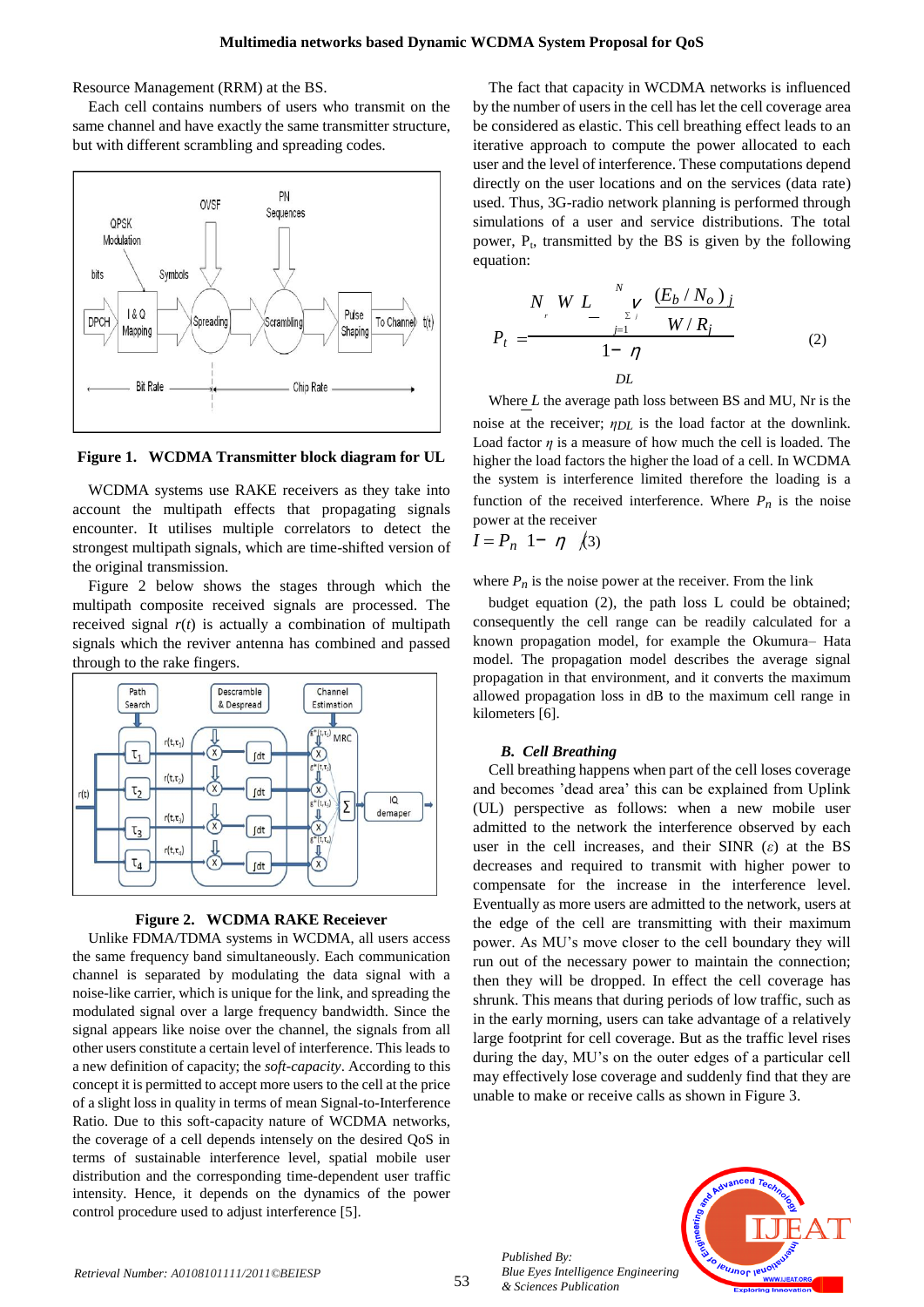Resource Management (RRM) at the BS.

Each cell contains numbers of users who transmit on the same channel and have exactly the same transmitter structure, but with different scrambling and spreading codes.

**Figure 1. WCDMA Transmitter block diagram for UL**

WCDMA systems use RAKE receivers as they take into account the multipath effects that propagating signals encounter. It utilises multiple correlators to detect the strongest multipath signals, which are time-shifted version of the original transmission.

Figure 2 below shows the stages through which the multipath composite received signals are processed. The received signal $r(t)$ is actually a combination of multipath signals which the reviver antenna has combined and passed through to the rake fingers.

**Figure 2. WCDMA RAKE Receiever**

Unlike FDMA/TDMA systems in WCDMA, all users access the same frequency band simultaneously. Each communication channel is separated by modulating the data signal with a noise-like carrier, which is unique for the link, and spreading the modulated signal over a large frequency bandwidth. Since the signal appears like noise over the channel, the signals from all other users constitute a certain level of interference. This leads to a new definition of capacity; the *soft-capacity*. According to this concept it is permitted to accept more users to the cell at the price of a slight loss in quality in terms of mean Signal-to-Interference Ratio. Due to this soft-capacity nature of WCDMA networks, the coverage of a cell depends intensely on the desired QoS in terms of sustainable interference level, spatial mobile user distribution and the corresponding time-dependent user traffic intensity. Hence, it depends on the dynamics of the power control procedure used to adjust interference [5].

The fact that capacity in WCDMA networks is influenced by the number of users in the cell has let the cell coverage area be considered as elastic. This cell breathing effect leads to an iterative approach to compute the power allocated to each user and the level of interference. These computations depend directly on the user locations and on the services (data rate) used. Thus, 3G-radio network planning is performed through simulations of a user and service distributions. The total power, $P_t$, transmitted by the BS is given by the following equation:

$$P_t = \frac{N_r W \bar{L} \sum_{j=1}^{N} v_j \frac{(E_b/N_o)_j}{W/R_j}}{1-\eta_{DL}} \qquad (2)$$

Where $\bar{L}$ the average path loss between BS and MU, Nr is the noise at the receiver; $\eta_{DL}$ is the load factor at the downlink. Load factor $\eta$ is a measure of how much the cell is loaded. The higher the load factors the higher the load of a cell. In WCDMA the system is interference limited therefore the loading is a function of the received interference. Where $P_n$ is the noise power at the receiver

$$I = P_n (1-\eta) \qquad (3)$$

where $P_n$ is the noise power at the receiver. From the link budget equation (2), the path loss L could be obtained; consequently the cell range can be readily calculated for a known propagation model, for example the Okumura– Hata model. The propagation model describes the average signal propagation in that environment, and it converts the maximum allowed propagation loss in dB to the maximum cell range in kilometers [6].

### *B. Cell Breathing*

Cell breathing happens when part of the cell loses coverage and becomes 'dead area' this can be explained from Uplink (UL) perspective as follows: when a new mobile user admitted to the network the interference observed by each user in the cell increases, and their SINR ($\varepsilon$) at the BS decreases and required to transmit with higher power to compensate for the increase in the interference level. Eventually as more users are admitted to the network, users at the edge of the cell are transmitting with their maximum power. As MU's move closer to the cell boundary they will run out of the necessary power to maintain the connection; then they will be dropped. In effect the cell coverage has shrunk. This means that during periods of low traffic, such as in the early morning, users can take advantage of a relatively large footprint for cell coverage. But as the traffic level rises during the day, MU's on the outer edges of a particular cell may effectively lose coverage and suddenly find that they are unable to make or receive calls as shown in Figure 3.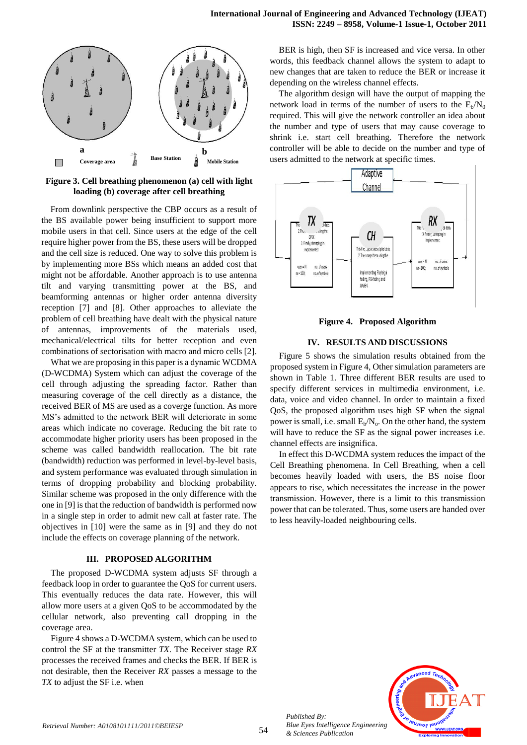Figure 3. Cell breathing phenomenon (a) cell with light loading (b) coverage after cell breathing

From downlink perspective the CBP occurs as a result of the BS available power being insufficient to support more mobile users in that cell. Since users at the edge of the cell require higher power from the BS, these users will be dropped and the cell size is reduced. One way to solve this problem is by implementing more BSs which means an added cost that might not be affordable. Another approach is to use antenna tilt and varying transmitting power at the BS, and beamforming antennas or higher order antenna diversity reception [7] and [8]. Other approaches to alleviate the problem of cell breathing have dealt with the physical nature of antennas, improvements of the materials used, mechanical/electrical tilts for better reception and even combinations of sectorisation with macro and micro cells [2].

What we are proposing in this paper is a dynamic WCDMA (D-WCDMA) System which can adjust the coverage of the cell through adjusting the spreading factor. Rather than measuring coverage of the cell directly as a distance, the received BER of MS are used as a coverge function. As more MS's admitted to the network BER will deteriorate in some areas which indicate no coverage. Reducing the bit rate to accommodate higher priority users has been proposed in the scheme was called bandwidth reallocation. The bit rate (bandwidth) reduction was performed in level-by-level basis, and system performance was evaluated through simulation in terms of dropping probability and blocking probability. Similar scheme was proposed in the only difference with the one in [9] is that the reduction of bandwidth is performed now in a single step in order to admit new call at faster rate. The objectives in [10] were the same as in [9] and they do not include the effects on coverage planning of the network.

## III. PROPOSED ALGORITHM

The proposed D-WCDMA system adjusts SF through a feedback loop in order to guarantee the QoS for current users. This eventually reduces the data rate. However, this will allow more users at a given QoS to be accommodated by the cellular network, also preventing call dropping in the coverage area.

Figure 4 shows a D-WCDMA system, which can be used to control the SF at the transmitter *TX*. The Receiver stage *RX* processes the received frames and checks the BER. If BER is not desirable, then the Receiver *RX* passes a message to the *TX* to adjust the SF i.e. when BER is high, then SF is increased and vice versa. In other words, this feedback channel allows the system to adapt to new changes that are taken to reduce the BER or increase it depending on the wireless channel effects.

The algorithm design will have the output of mapping the network load in terms of the number of users to the $E_b/N_0$ required. This will give the network controller an idea about the number and type of users that may cause coverage to shrink i.e. start cell breathing. Therefore the network controller will be able to decide on the number and type of users admitted to the network at specific times.

Figure 4. Proposed Algorithm

## IV. RESULTS AND DISCUSSIONS

Figure 5 shows the simulation results obtained from the proposed system in Figure 4, Other simulation parameters are shown in Table 1. Three different BER results are used to specify different services in multimedia environment, i.e. data, voice and video channel. In order to maintain a fixed QoS, the proposed algorithm uses high SF when the signal power is small, i.e. small $E_b/N_o$. On the other hand, the system will have to reduce the SF as the signal power increases i.e. channel effects are insignifica.

In effect this D-WCDMA system reduces the impact of the Cell Breathing phenomena. In Cell Breathing, when a cell becomes heavily loaded with users, the BS noise floor appears to rise, which necessitates the increase in the power transmission. However, there is a limit to this transmission power that can be tolerated. Thus, some users are handed over to less heavily-loaded neighbouring cells.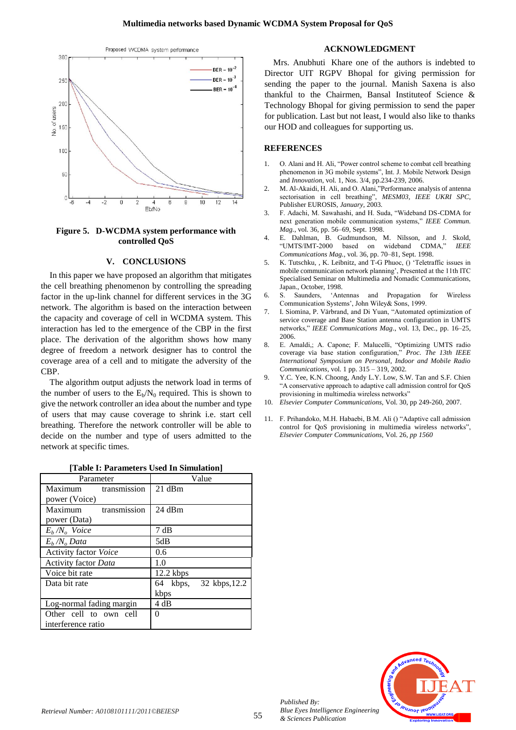Proposed WCDMA system performance

No. of users

Eb/No

300
250
200
150
100
50
0

-6 -4 -2 0 2 4 6 8 10 12 14

BER = $10^{-2}$
BER = $10^{-3}$
BER = $10^{-4}$

**Figure 5. D-WCDMA system performance with controlled QoS**

## V. CONCLUSIONS

In this paper we have proposed an algorithm that mitigates the cell breathing phenomenon by controlling the spreading factor in the up-link channel for different services in the 3G network. The algorithm is based on the interaction between the capacity and coverage of cell in WCDMA system. This interaction has led to the emergence of the CBP in the first place. The derivation of the algorithm shows how many degree of freedom a network designer has to control the coverage area of a cell and to mitigate the adversity of the CBP.

The algorithm output adjusts the network load in terms of the number of users to the $E_b/N_0$ required. This is shown to give the network controller an idea about the number and type of users that may cause coverage to shrink i.e. start cell breathing. Therefore the network controller will be able to decide on the number and type of users admitted to the network at specific times.

**[Table I: Parameters Used In Simulation]**

| Parameter | Value |
|---|---|
| Maximum transmission power (Voice) | 21 dBm |
| Maximum transmission power (Data) | 24 dBm |
| $E_b/N_o$ *Voice* | 7 dB |
| $E_b/N_o$ *Data* | 5dB |
| Activity factor *Voice* | 0.6 |
| Activity factor *Data* | 1.0 |
| Voice bit rate | 12.2 kbps |
| Data bit rate | 64 kbps, 32 kbps,12.2 kbps |
| Log-normal fading margin | 4 dB |
| Other cell to own cell interference ratio | 0 |

## ACKNOWLEDGMENT

Mrs. Anubhuti Khare one of the authors is indebted to Director UIT RGPV Bhopal for giving permission for sending the paper to the journal. Manish Saxena is also thankful to the Chairmen, Bansal Instituteof Science & Technology Bhopal for giving permission to send the paper for publication. Last but not least, I would also like to thanks our HOD and colleagues for supporting us.

## REFERENCES

1. O. Alani and H. Ali, "Power control scheme to combat cell breathing phenomenon in 3G mobile systems", Int. J. Mobile Network Design and *Innovation*, vol. 1, Nos. 3/4, pp.234-239, 2006.
2. M. Al-Akaidi, H. Ali, and O. Alani,"Performance analysis of antenna sectorisation in cell breathing", *MESM03, IEEE UKRI SPC*, Publisher EUROSIS, *January*, 2003.
3. F. Adachi, M. Sawahashi, and H. Suda, "Wideband DS-CDMA for next generation mobile communication systems," *IEEE Commun. Mag.*, vol. 36, pp. 56–69, Sept. 1998.
4. E. Dahlman, B. Gudmundson, M. Nilsson, and J. Skold, "UMTS/IMT-2000 based on wideband CDMA," *IEEE Communications Mag.*, vol. 36, pp. 70–81, Sept. 1998.
5. K. Tutschku, , K. Leibnitz, and T-G Phuoc, () 'Teletraffic issues in mobile communication network planning', Presented at the 11th ITC Specialised Seminar on Multimedia and Nomadic Communications, Japan., October, 1998.
6. S. Saunders, 'Antennas and Propagation for Wireless Communication Systems', John Wiley& Sons, 1999.
7. I. Siomina, P. Värbrand, and Di Yuan, "Automated optimization of service coverage and Base Station antenna configuration in UMTS networks," *IEEE Communications Mag*., vol. 13, Dec., pp. 16–25, 2006.
8. E. Amaldi,; A. Capone; F. Malucelli, "Optimizing UMTS radio coverage via base station configuration," *Proc. The 13th IEEE International Symposium on Personal, Indoor and Mobile Radio Communications*, vol. 1 pp. 315 – 319, 2002.
9. Y.C. Yee, K.N. Choong, Andy L.Y. Low, S.W. Tan and S.F. Chien "A conservative approach to adaptive call admission control for QoS provisioning in multimedia wireless networks"
10. *Elsevier Computer Communications*, Vol. 30, pp 249-260, 2007.
11. F. Prihandoko, M.H. Habaebi, B.M. Ali () "Adaptive call admission control for QoS provisioning in multimedia wireless networks", *Elsevier Computer Communications*, Vol. 26, *pp 1560*